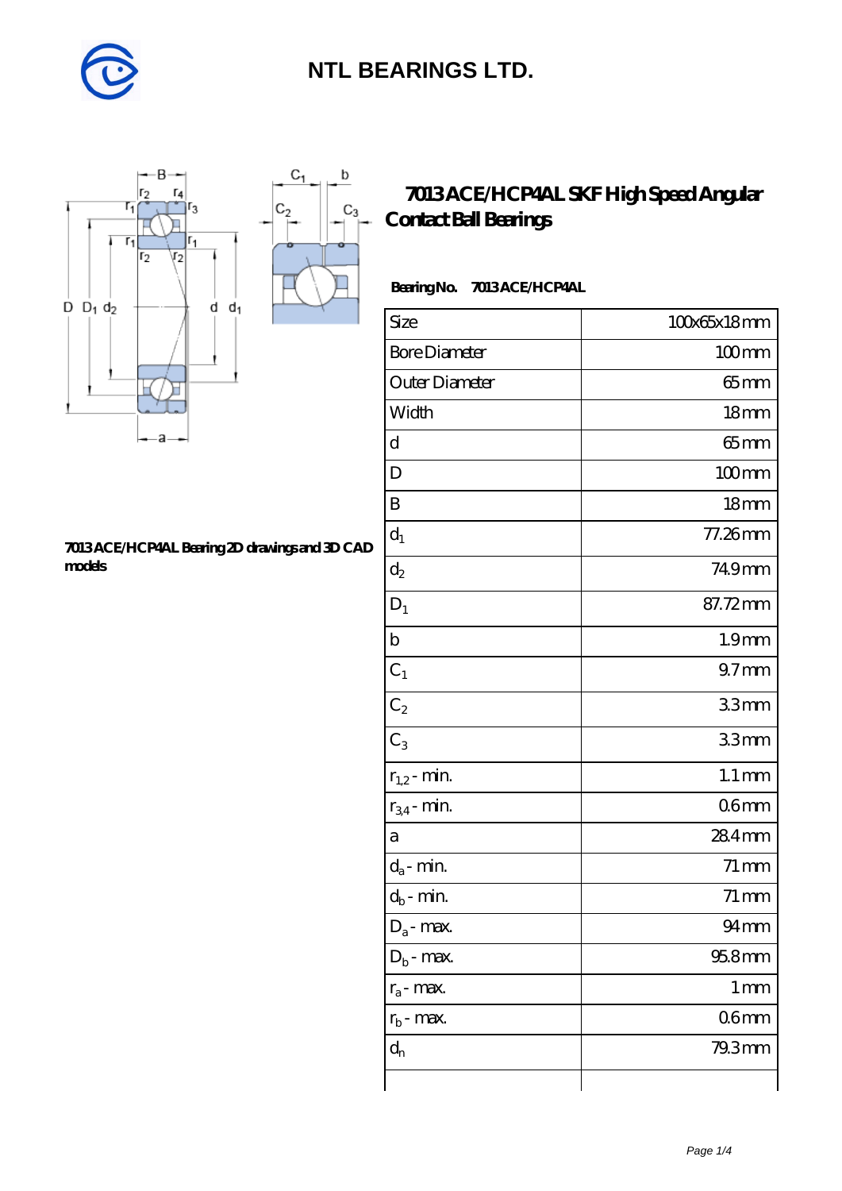# NTL BEARINGS LTD.

## 7013 ACE/HCP4AL SKF High Speed Angular Contact Ball Bearings

**7013 ACE/HCP4AL Bearing 2D drawings and 3D CAD models**

**Bearing No. 7013 ACE/HCP4AL**

| Size | 100x65x18 mm |
|---|---|
| Bore Diameter | 100 mm |
| Outer Diameter | 65 mm |
| Width | 18 mm |
| d | 65 mm |
| D | 100 mm |
| B | 18 mm |
| $d_1$ | 77.26 mm |
| $d_2$ | 74.9 mm |
| $D_1$ | 87.72 mm |
| b | 1.9 mm |
| $C_1$ | 9.7 mm |
| $C_2$ | 3.3 mm |
| $C_3$ | 3.3 mm |
| $r_{1,2}$ - min. | 1.1 mm |
| $r_{3,4}$ - min. | 0.6 mm |
| a | 28.4 mm |
| $d_a$ - min. | 71 mm |
| $d_b$ - min. | 71 mm |
| $D_a$ - max. | 94 mm |
| $D_b$ - max. | 95.8 mm |
| $r_a$ - max. | 1 mm |
| $r_b$ - max. | 0.6 mm |
| $d_n$ | 79.3 mm |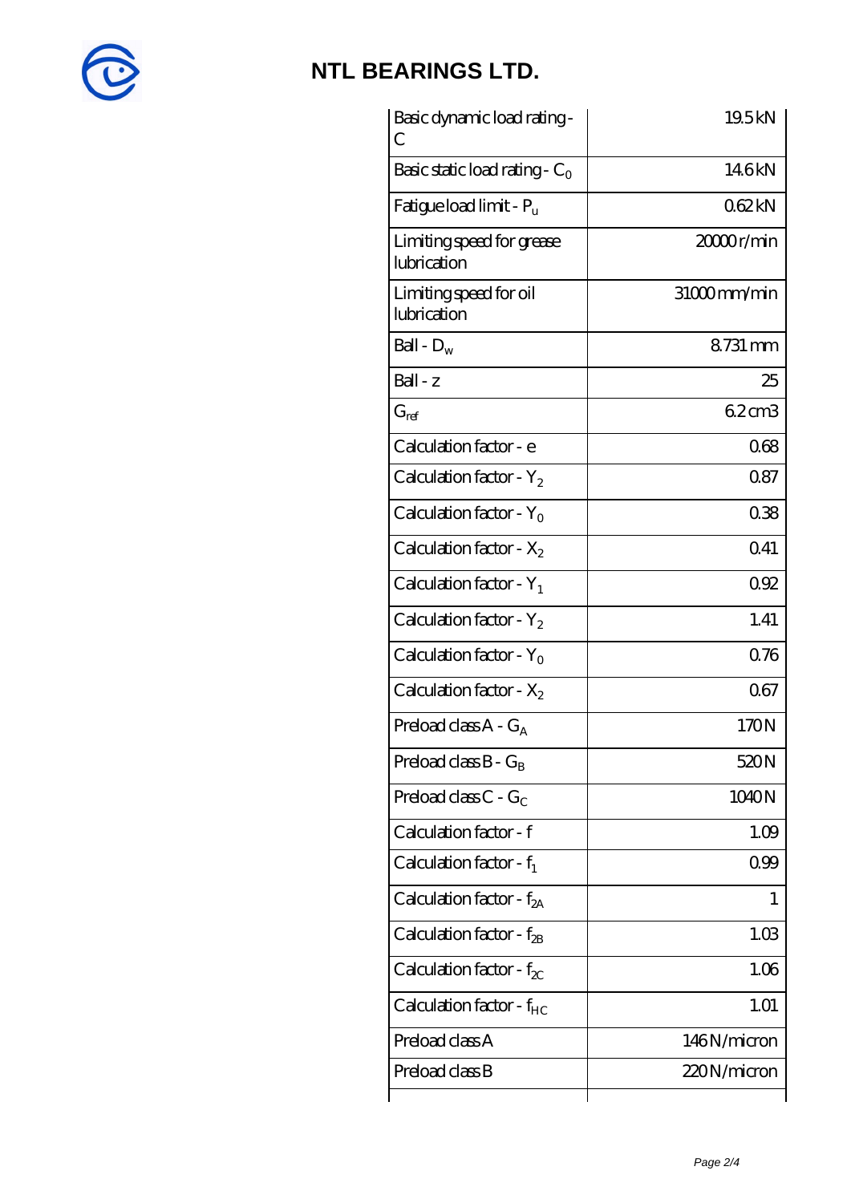| Basic dynamic load rating - C | 19.5 kN |
| --- | --- |
| Basic static load rating - $C_0$ | 14.6 kN |
| Fatigue load limit - $P_u$ | 0.62 kN |
| Limiting speed for grease lubrication | 20000 r/min |
| Limiting speed for oil lubrication | 31000 mm/min |
| Ball - $D_w$ | 8.731 mm |
| Ball - z | 25 |
| $G_{ref}$ | 6.2 cm3 |
| Calculation factor - e | 0.68 |
| Calculation factor - $Y_2$ | 0.87 |
| Calculation factor - $Y_0$ | 0.38 |
| Calculation factor - $X_2$ | 0.41 |
| Calculation factor - $Y_1$ | 0.92 |
| Calculation factor - $Y_2$ | 1.41 |
| Calculation factor - $Y_0$ | 0.76 |
| Calculation factor - $X_2$ | 0.67 |
| Preload class A - $G_A$ | 170 N |
| Preload class B - $G_B$ | 520 N |
| Preload class C - $G_C$ | 1040 N |
| Calculation factor - f | 1.09 |
| Calculation factor - $f_1$ | 0.99 |
| Calculation factor - $f_{2A}$ | 1 |
| Calculation factor - $f_{2B}$ | 1.03 |
| Calculation factor - $f_{2C}$ | 1.06 |
| Calculation factor - $f_{HC}$ | 1.01 |
| Preload class A | 146 N/micron |
| Preload class B | 220 N/micron |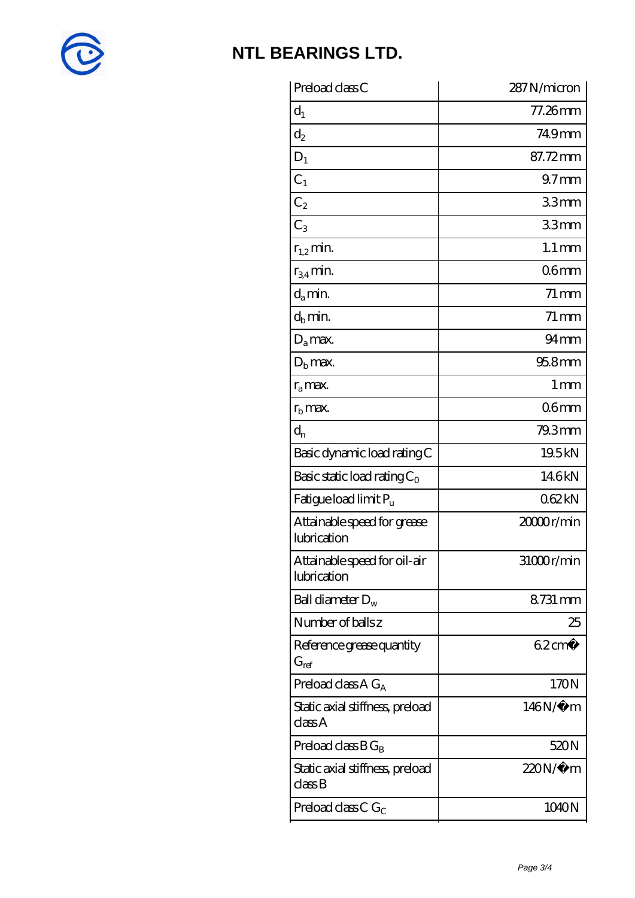**NTL BEARINGS LTD.**

| | |
|---|---|
| Preload class C | 287 N/micron |
| $d_1$ | 77.26 mm |
| $d_2$ | 74.9 mm |
| $D_1$ | 87.72 mm |
| $C_1$ | 9.7 mm |
| $C_2$ | 3.3 mm |
| $C_3$ | 3.3 mm |
| $r_{1,2}$ min. | 1.1 mm |
| $r_{3,4}$ min. | 0.6 mm |
| $d_a$ min. | 71 mm |
| $d_b$ min. | 71 mm |
| $D_a$ max. | 94 mm |
| $D_b$ max. | 95.8 mm |
| $r_a$ max. | 1 mm |
| $r_b$ max. | 0.6 mm |
| $d_n$ | 79.3 mm |
| Basic dynamic load rating C | 19.5 kN |
| Basic static load rating $C_0$ | 14.6 kN |
| Fatigue load limit $P_u$ | 0.62 kN |
| Attainable speed for grease lubrication | 20000 r/min |
| Attainable speed for oil-air lubrication | 31000 r/min |
| Ball diameter $D_w$ | 8.731 mm |
| Number of balls z | 25 |
| Reference grease quantity $G_{ref}$ | 6.2 cm� |
| Preload class A $G_A$ | 170 N |
| Static axial stiffness, preload class A | 146 N/�m |
| Preload class B $G_B$ | 520 N |
| Static axial stiffness, preload class B | 220 N/�m |
| Preload class C $G_C$ | 1040 N |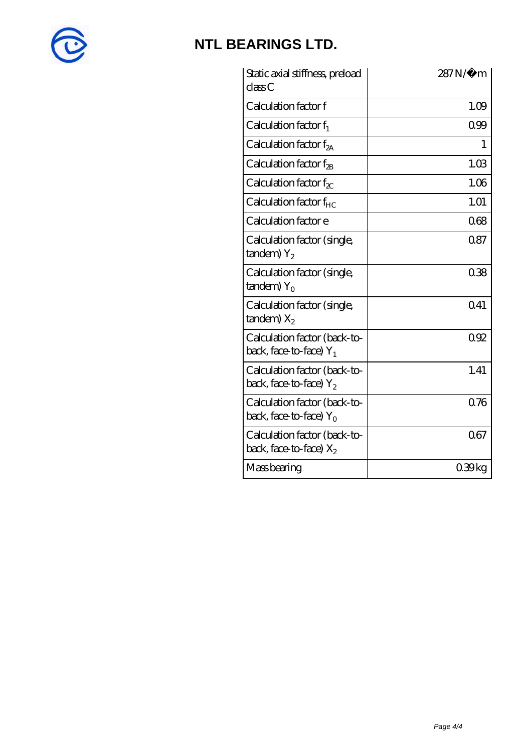# NTL BEARINGS LTD.

| | |
|---|---|
| Static axial stiffness, preload class C | 287 N/�m |
| Calculation factor f | 1.09 |
| Calculation factor $f_1$ | 0.99 |
| Calculation factor $f_{2A}$ | 1 |
| Calculation factor $f_{2B}$ | 1.03 |
| Calculation factor $f_{2C}$ | 1.06 |
| Calculation factor $f_{HC}$ | 1.01 |
| Calculation factor e | 0.68 |
| Calculation factor (single, tandem) $Y_2$ | 0.87 |
| Calculation factor (single, tandem) $Y_0$ | 0.38 |
| Calculation factor (single, tandem) $X_2$ | 0.41 |
| Calculation factor (back-to-back, face-to-face) $Y_1$ | 0.92 |
| Calculation factor (back-to-back, face-to-face) $Y_2$ | 1.41 |
| Calculation factor (back-to-back, face-to-face) $Y_0$ | 0.76 |
| Calculation factor (back-to-back, face-to-face) $X_2$ | 0.67 |
| Mass bearing | 0.39 kg |